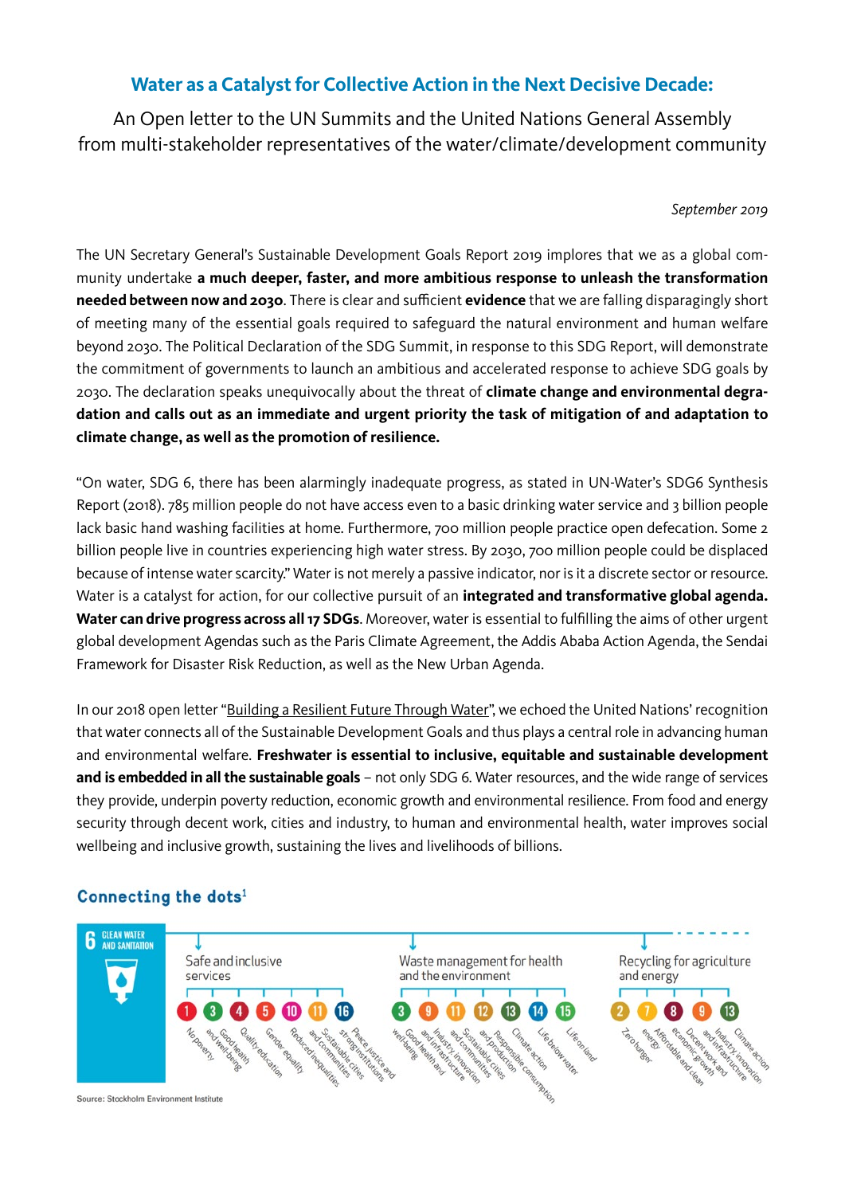## Water as a Catalyst for Collective Action in the Next Decisive Decade:

An Open letter to the UN Summits and the United Nations General Assembly from multi-stakeholder representatives of the water/climate/development community

*September 2019*

The UN Secretary General's Sustainable Development Goals Report 2019 implores that we as a global community undertake **a much deeper, faster, and more ambitious response to unleash the transformation needed between now and 2030**. There is clear and sufficient **evidence** that we are falling disparagingly short of meeting many of the essential goals required to safeguard the natural environment and human welfare beyond 2030. The Political Declaration of the SDG Summit, in response to this SDG Report, will demonstrate the commitment of governments to launch an ambitious and accelerated response to achieve SDG goals by 2030. The declaration speaks unequivocally about the threat of **climate change and environmental degradation and calls out as an immediate and urgent priority the task of mitigation of and adaptation to climate change, as well as the promotion of resilience.**

"On water, SDG 6, there has been alarmingly inadequate progress, as stated in UN-Water's SDG6 Synthesis Report (2018). 785 million people do not have access even to a basic drinking water service and 3 billion people lack basic hand washing facilities at home. Furthermore, 700 million people practice open defecation. Some 2 billion people live in countries experiencing high water stress. By 2030, 700 million people could be displaced because of intense water scarcity." Water is not merely a passive indicator, nor is it a discrete sector or resource. Water is a catalyst for action, for our collective pursuit of an **integrated and transformative global agenda. Water can drive progress across all 17 SDGs**. Moreover, water is essential to fulfilling the aims of other urgent global development Agendas such as the Paris Climate Agreement, the Addis Ababa Action Agenda, the Sendai Framework for Disaster Risk Reduction, as well as the New Urban Agenda.

In our 2018 open letter "Building a Resilient Future Through Water", we echoed the United Nations' recognition that water connects all of the Sustainable Development Goals and thus plays a central role in advancing human and environmental welfare. **Freshwater is essential to inclusive, equitable and sustainable development and is embedded in all the sustainable goals** – not only SDG 6. Water resources, and the wide range of services they provide, underpin poverty reduction, economic growth and environmental resilience. From food and energy security through decent work, cities and industry, to human and environmental health, water improves social wellbeing and inclusive growth, sustaining the lives and livelihoods of billions.

### Connecting the dots[1]

**6 CLEAN WATER AND SANITATION**

- **Safe and inclusive services**: 1 No poverty; 3 Good health and well-being; 4 Quality education; 5 Gender equality; 10 Reduced inequalities; 11 Sustainable cities and communities; 16 Peace justice and strong institutions
- **Waste management for health and the environment**: 3 Good health and well-being; 9 Industry innovation and infrastructure; 11 Sustainable cities and communities; 12 Responsible consumption and production; 13 Climate action; 14 Life below water; 15 Life on land
- **Recycling for agriculture and energy**: 2 Zero hunger; 7 Affordable and clean energy; 8 Decent work and economic growth; 9 Industry innovation and infrastructure; 13 Climate action

Source: Stockholm Environment Institute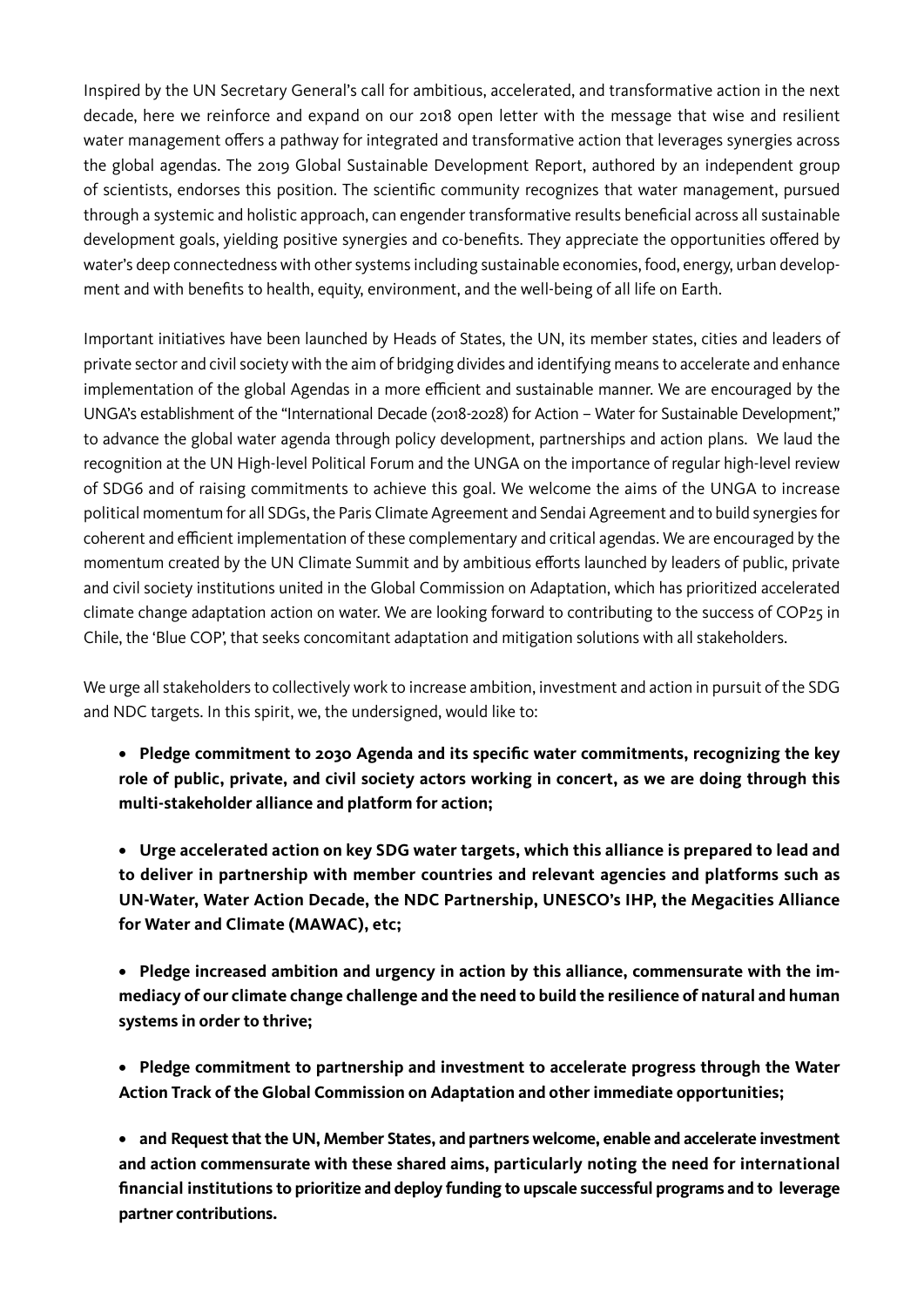Inspired by the UN Secretary General's call for ambitious, accelerated, and transformative action in the next decade, here we reinforce and expand on our 2018 open letter with the message that wise and resilient water management offers a pathway for integrated and transformative action that leverages synergies across the global agendas. The 2019 Global Sustainable Development Report, authored by an independent group of scientists, endorses this position. The scientific community recognizes that water management, pursued through a systemic and holistic approach, can engender transformative results beneficial across all sustainable development goals, yielding positive synergies and co-benefits. They appreciate the opportunities offered by water's deep connectedness with other systems including sustainable economies, food, energy, urban development and with benefits to health, equity, environment, and the well-being of all life on Earth.

Important initiatives have been launched by Heads of States, the UN, its member states, cities and leaders of private sector and civil society with the aim of bridging divides and identifying means to accelerate and enhance implementation of the global Agendas in a more efficient and sustainable manner. We are encouraged by the UNGA's establishment of the "International Decade (2018-2028) for Action – Water for Sustainable Development," to advance the global water agenda through policy development, partnerships and action plans. We laud the recognition at the UN High-level Political Forum and the UNGA on the importance of regular high-level review of SDG6 and of raising commitments to achieve this goal. We welcome the aims of the UNGA to increase political momentum for all SDGs, the Paris Climate Agreement and Sendai Agreement and to build synergies for coherent and efficient implementation of these complementary and critical agendas. We are encouraged by the momentum created by the UN Climate Summit and by ambitious efforts launched by leaders of public, private and civil society institutions united in the Global Commission on Adaptation, which has prioritized accelerated climate change adaptation action on water. We are looking forward to contributing to the success of COP25 in Chile, the 'Blue COP', that seeks concomitant adaptation and mitigation solutions with all stakeholders.

We urge all stakeholders to collectively work to increase ambition, investment and action in pursuit of the SDG and NDC targets. In this spirit, we, the undersigned, would like to:

- **Pledge commitment to 2030 Agenda and its specific water commitments, recognizing the key role of public, private, and civil society actors working in concert, as we are doing through this multi-stakeholder alliance and platform for action;**

- **Urge accelerated action on key SDG water targets, which this alliance is prepared to lead and to deliver in partnership with member countries and relevant agencies and platforms such as UN-Water, Water Action Decade, the NDC Partnership, UNESCO's IHP, the Megacities Alliance for Water and Climate (MAWAC), etc;**

- **Pledge increased ambition and urgency in action by this alliance, commensurate with the immediacy of our climate change challenge and the need to build the resilience of natural and human systems in order to thrive;**

- **Pledge commitment to partnership and investment to accelerate progress through the Water Action Track of the Global Commission on Adaptation and other immediate opportunities;**

- **and Request that the UN, Member States, and partners welcome, enable and accelerate investment and action commensurate with these shared aims, particularly noting the need for international financial institutions to prioritize and deploy funding to upscale successful programs and to leverage partner contributions.**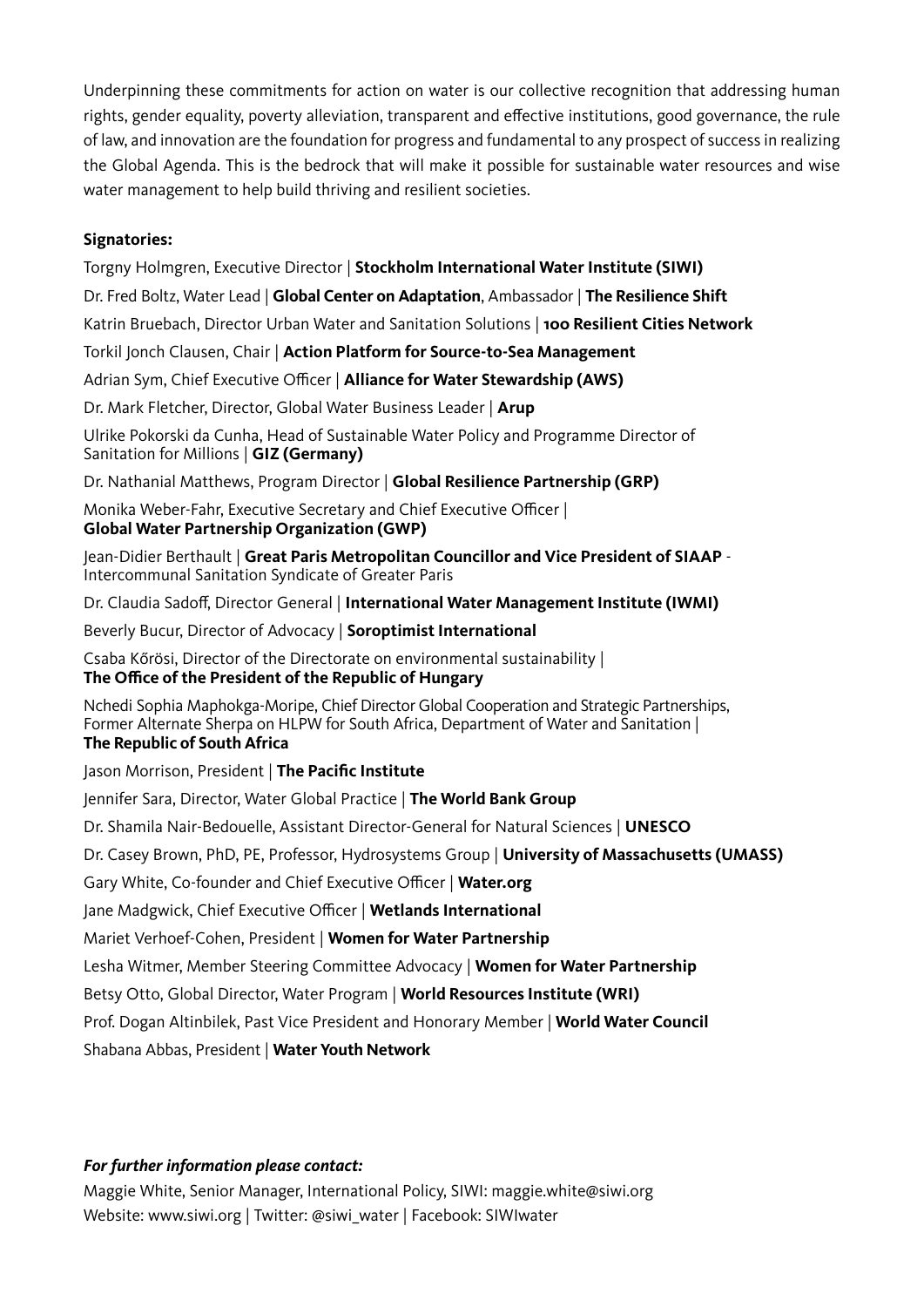Underpinning these commitments for action on water is our collective recognition that addressing human rights, gender equality, poverty alleviation, transparent and effective institutions, good governance, the rule of law, and innovation are the foundation for progress and fundamental to any prospect of success in realizing the Global Agenda. This is the bedrock that will make it possible for sustainable water resources and wise water management to help build thriving and resilient societies.

**Signatories:**

Torgny Holmgren, Executive Director | **Stockholm International Water Institute (SIWI)**

Dr. Fred Boltz, Water Lead | **Global Center on Adaptation**, Ambassador | **The Resilience Shift**

Katrin Bruebach, Director Urban Water and Sanitation Solutions | **100 Resilient Cities Network**

Torkil Jonch Clausen, Chair | **Action Platform for Source-to-Sea Management**

Adrian Sym, Chief Executive Officer | **Alliance for Water Stewardship (AWS)**

Dr. Mark Fletcher, Director, Global Water Business Leader | **Arup**

Ulrike Pokorski da Cunha, Head of Sustainable Water Policy and Programme Director of Sanitation for Millions | **GIZ (Germany)**

Dr. Nathanial Matthews, Program Director | **Global Resilience Partnership (GRP)**

Monika Weber-Fahr, Executive Secretary and Chief Executive Officer | **Global Water Partnership Organization (GWP)**

Jean-Didier Berthault | **Great Paris Metropolitan Councillor and Vice President of SIAAP** - Intercommunal Sanitation Syndicate of Greater Paris

Dr. Claudia Sadoff, Director General | **International Water Management Institute (IWMI)**

Beverly Bucur, Director of Advocacy | **Soroptimist International**

Csaba Kőrösi, Director of the Directorate on environmental sustainability | **The Office of the President of the Republic of Hungary**

Nchedi Sophia Maphokga-Moripe, Chief Director Global Cooperation and Strategic Partnerships, Former Alternate Sherpa on HLPW for South Africa, Department of Water and Sanitation | **The Republic of South Africa**

Jason Morrison, President | **The Pacific Institute**

Jennifer Sara, Director, Water Global Practice | **The World Bank Group**

Dr. Shamila Nair-Bedouelle, Assistant Director-General for Natural Sciences | **UNESCO**

Dr. Casey Brown, PhD, PE, Professor, Hydrosystems Group | **University of Massachusetts (UMASS)**

Gary White, Co-founder and Chief Executive Officer | **Water.org**

Jane Madgwick, Chief Executive Officer | **Wetlands International**

Mariet Verhoef-Cohen, President | **Women for Water Partnership**

Lesha Witmer, Member Steering Committee Advocacy | **Women for Water Partnership**

Betsy Otto, Global Director, Water Program | **World Resources Institute (WRI)**

Prof. Dogan Altinbilek, Past Vice President and Honorary Member | **World Water Council**

Shabana Abbas, President | **Water Youth Network**

***For further information please contact:***

Maggie White, Senior Manager, International Policy, SIWI: maggie.white@siwi.org
Website: www.siwi.org | Twitter: @siwi_water | Facebook: SIWIwater